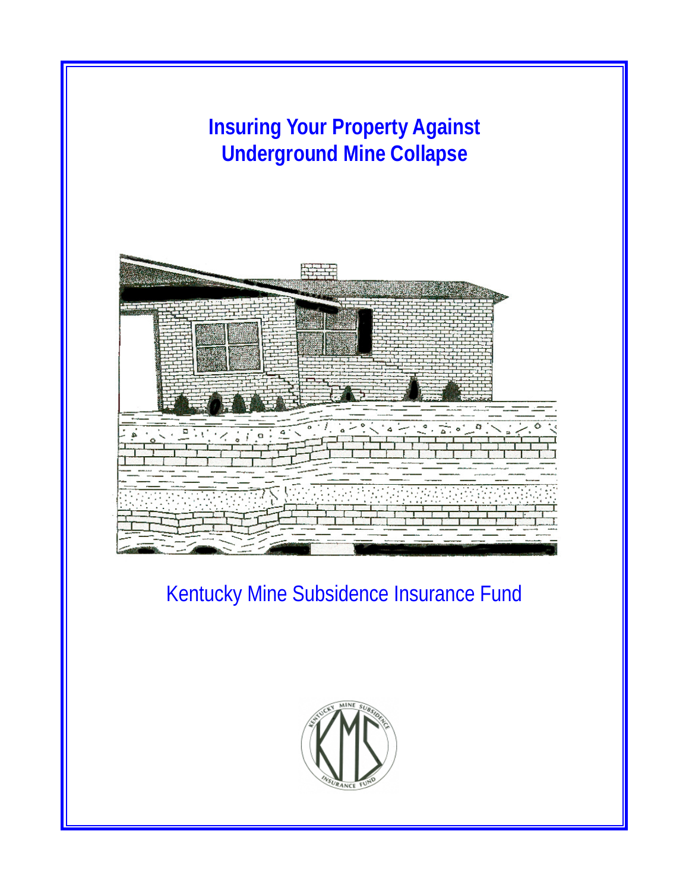# Insuring Your Property Against Underground Mine Collapse

Kentucky Mine Subsidence Insurance Fund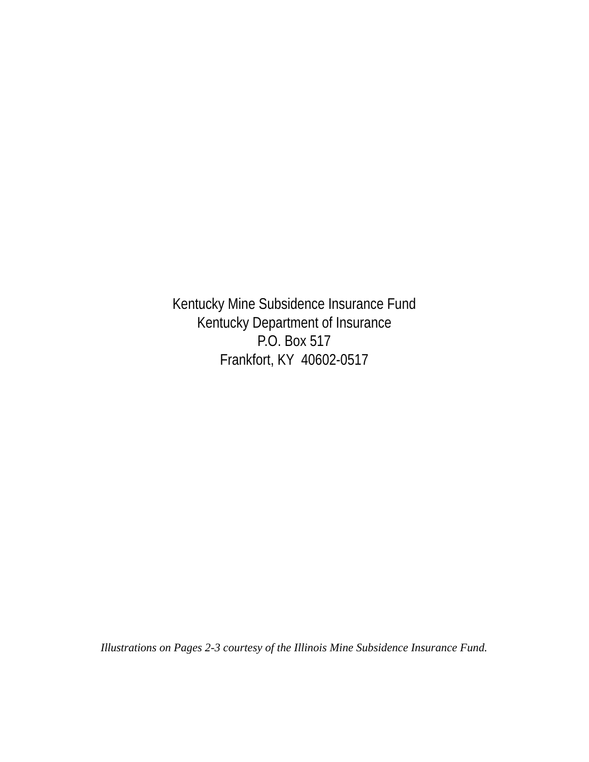Kentucky Mine Subsidence Insurance Fund
Kentucky Department of Insurance
P.O. Box 517
Frankfort, KY  40602-0517

*Illustrations on Pages 2-3 courtesy of the Illinois Mine Subsidence Insurance Fund.*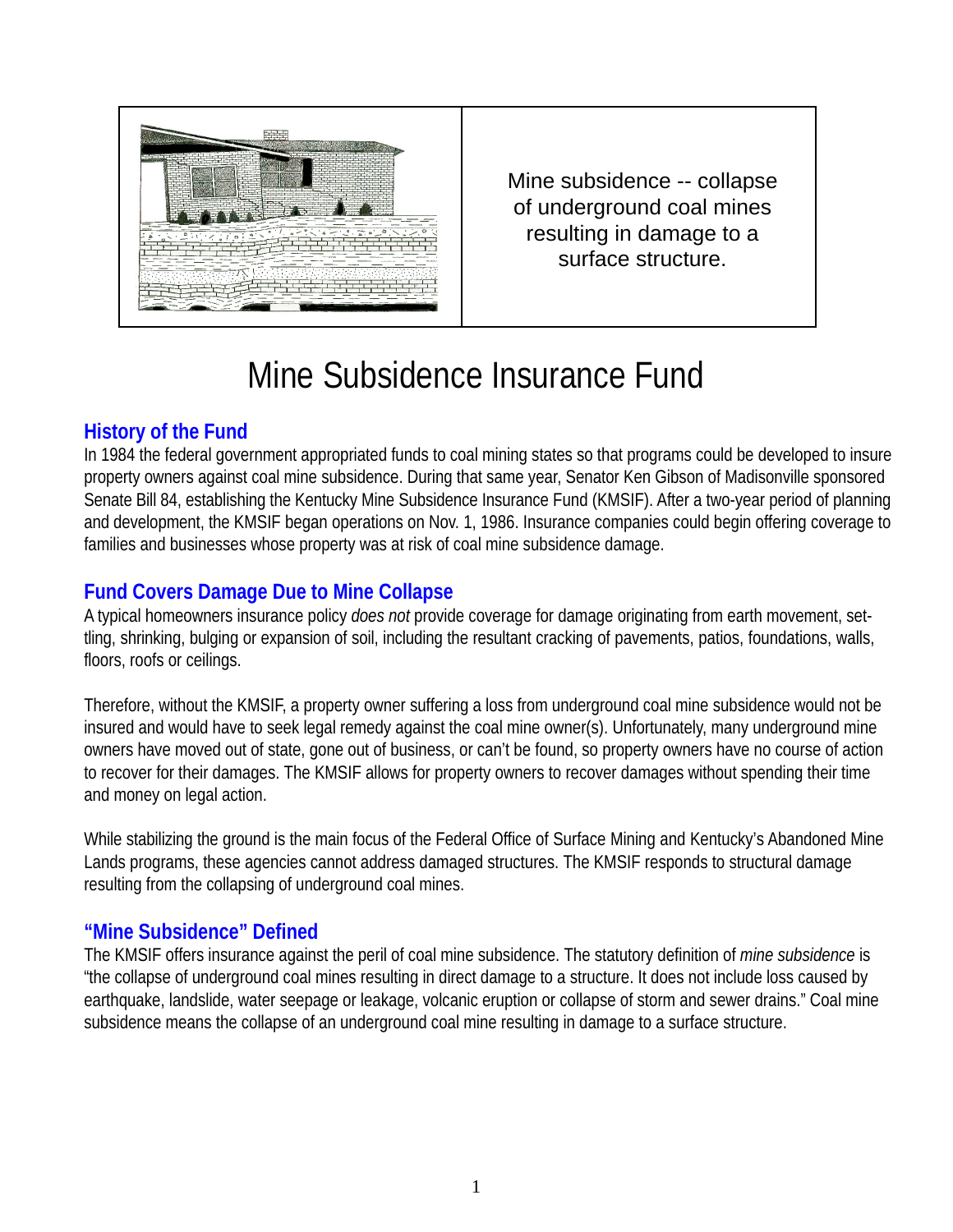Mine subsidence -- collapse of underground coal mines resulting in damage to a surface structure.

# Mine Subsidence Insurance Fund

## History of the Fund

In 1984 the federal government appropriated funds to coal mining states so that programs could be developed to insure property owners against coal mine subsidence. During that same year, Senator Ken Gibson of Madisonville sponsored Senate Bill 84, establishing the Kentucky Mine Subsidence Insurance Fund (KMSIF). After a two-year period of planning and development, the KMSIF began operations on Nov. 1, 1986. Insurance companies could begin offering coverage to families and businesses whose property was at risk of coal mine subsidence damage.

## Fund Covers Damage Due to Mine Collapse

A typical homeowners insurance policy *does not* provide coverage for damage originating from earth movement, settling, shrinking, bulging or expansion of soil, including the resultant cracking of pavements, patios, foundations, walls, floors, roofs or ceilings.

Therefore, without the KMSIF, a property owner suffering a loss from underground coal mine subsidence would not be insured and would have to seek legal remedy against the coal mine owner(s). Unfortunately, many underground mine owners have moved out of state, gone out of business, or can't be found, so property owners have no course of action to recover for their damages. The KMSIF allows for property owners to recover damages without spending their time and money on legal action.

While stabilizing the ground is the main focus of the Federal Office of Surface Mining and Kentucky's Abandoned Mine Lands programs, these agencies cannot address damaged structures. The KMSIF responds to structural damage resulting from the collapsing of underground coal mines.

## "Mine Subsidence" Defined

The KMSIF offers insurance against the peril of coal mine subsidence. The statutory definition of *mine subsidence* is "the collapse of underground coal mines resulting in direct damage to a structure. It does not include loss caused by earthquake, landslide, water seepage or leakage, volcanic eruption or collapse of storm and sewer drains." Coal mine subsidence means the collapse of an underground coal mine resulting in damage to a surface structure.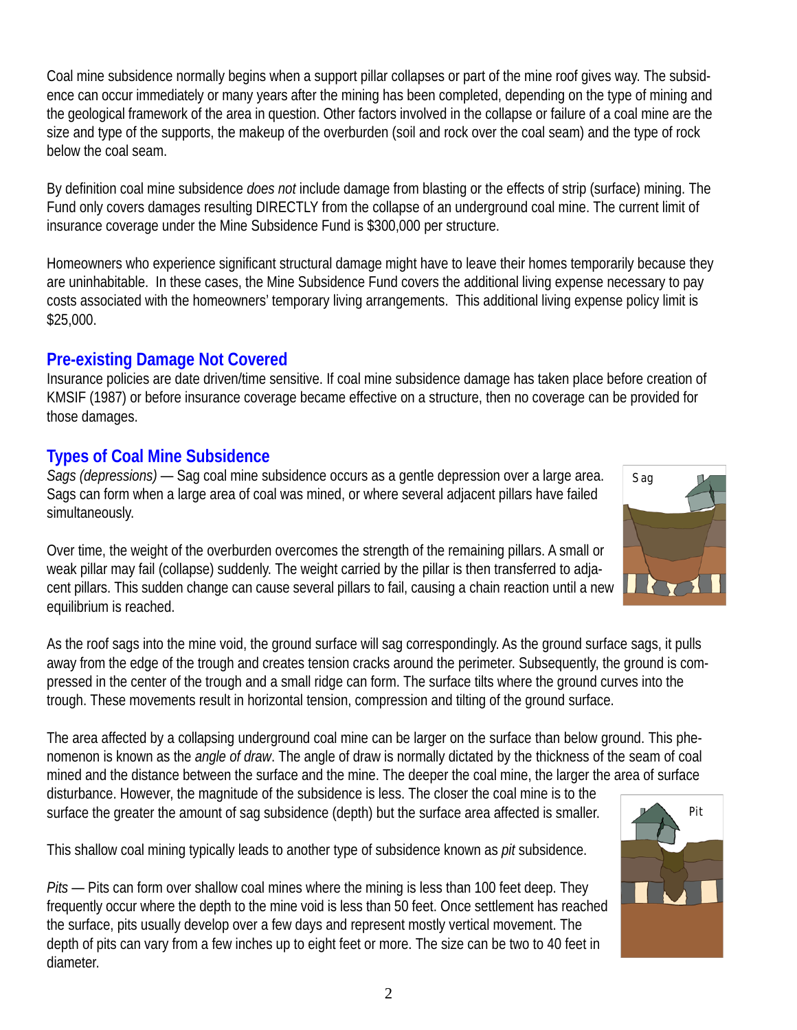Coal mine subsidence normally begins when a support pillar collapses or part of the mine roof gives way. The subsidence can occur immediately or many years after the mining has been completed, depending on the type of mining and the geological framework of the area in question. Other factors involved in the collapse or failure of a coal mine are the size and type of the supports, the makeup of the overburden (soil and rock over the coal seam) and the type of rock below the coal seam.

By definition coal mine subsidence *does not* include damage from blasting or the effects of strip (surface) mining. The Fund only covers damages resulting DIRECTLY from the collapse of an underground coal mine. The current limit of insurance coverage under the Mine Subsidence Fund is $300,000 per structure.

Homeowners who experience significant structural damage might have to leave their homes temporarily because they are uninhabitable. In these cases, the Mine Subsidence Fund covers the additional living expense necessary to pay costs associated with the homeowners' temporary living arrangements. This additional living expense policy limit is $25,000.

## Pre-existing Damage Not Covered

Insurance policies are date driven/time sensitive. If coal mine subsidence damage has taken place before creation of KMSIF (1987) or before insurance coverage became effective on a structure, then no coverage can be provided for those damages.

## Types of Coal Mine Subsidence

*Sags (depressions)* — Sag coal mine subsidence occurs as a gentle depression over a large area. Sags can form when a large area of coal was mined, or where several adjacent pillars have failed simultaneously.

Over time, the weight of the overburden overcomes the strength of the remaining pillars. A small or weak pillar may fail (collapse) suddenly. The weight carried by the pillar is then transferred to adjacent pillars. This sudden change can cause several pillars to fail, causing a chain reaction until a new equilibrium is reached.

As the roof sags into the mine void, the ground surface will sag correspondingly. As the ground surface sags, it pulls away from the edge of the trough and creates tension cracks around the perimeter. Subsequently, the ground is compressed in the center of the trough and a small ridge can form. The surface tilts where the ground curves into the trough. These movements result in horizontal tension, compression and tilting of the ground surface.

The area affected by a collapsing underground coal mine can be larger on the surface than below ground. This phenomenon is known as the *angle of draw*. The angle of draw is normally dictated by the thickness of the seam of coal mined and the distance between the surface and the mine. The deeper the coal mine, the larger the area of surface disturbance. However, the magnitude of the subsidence is less. The closer the coal mine is to the surface the greater the amount of sag subsidence (depth) but the surface area affected is smaller.

This shallow coal mining typically leads to another type of subsidence known as *pit* subsidence.

*Pits* — Pits can form over shallow coal mines where the mining is less than 100 feet deep. They frequently occur where the depth to the mine void is less than 50 feet. Once settlement has reached the surface, pits usually develop over a few days and represent mostly vertical movement. The depth of pits can vary from a few inches up to eight feet or more. The size can be two to 40 feet in diameter.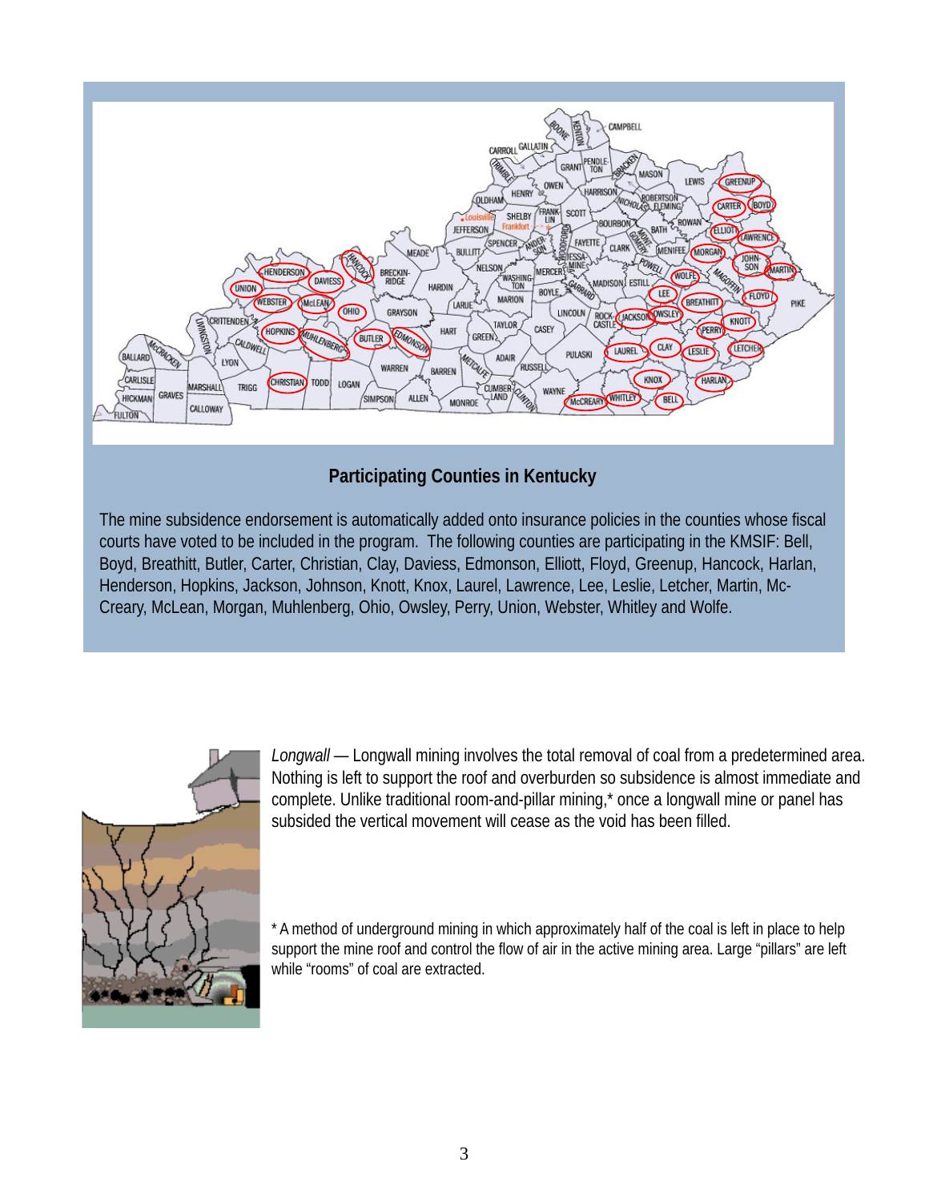## Participating Counties in Kentucky

The mine subsidence endorsement is automatically added onto insurance policies in the counties whose fiscal courts have voted to be included in the program. The following counties are participating in the KMSIF: Bell, Boyd, Breathitt, Butler, Carter, Christian, Clay, Daviess, Edmonson, Elliott, Floyd, Greenup, Hancock, Harlan, Henderson, Hopkins, Jackson, Johnson, Knott, Knox, Laurel, Lawrence, Lee, Leslie, Letcher, Martin, Mc-Creary, McLean, Morgan, Muhlenberg, Ohio, Owsley, Perry, Union, Webster, Whitley and Wolfe.

*Longwall* — Longwall mining involves the total removal of coal from a predetermined area. Nothing is left to support the roof and overburden so subsidence is almost immediate and complete. Unlike traditional room-and-pillar mining,* once a longwall mine or panel has subsided the vertical movement will cease as the void has been filled.

* A method of underground mining in which approximately half of the coal is left in place to help support the mine roof and control the flow of air in the active mining area. Large "pillars" are left while "rooms" of coal are extracted.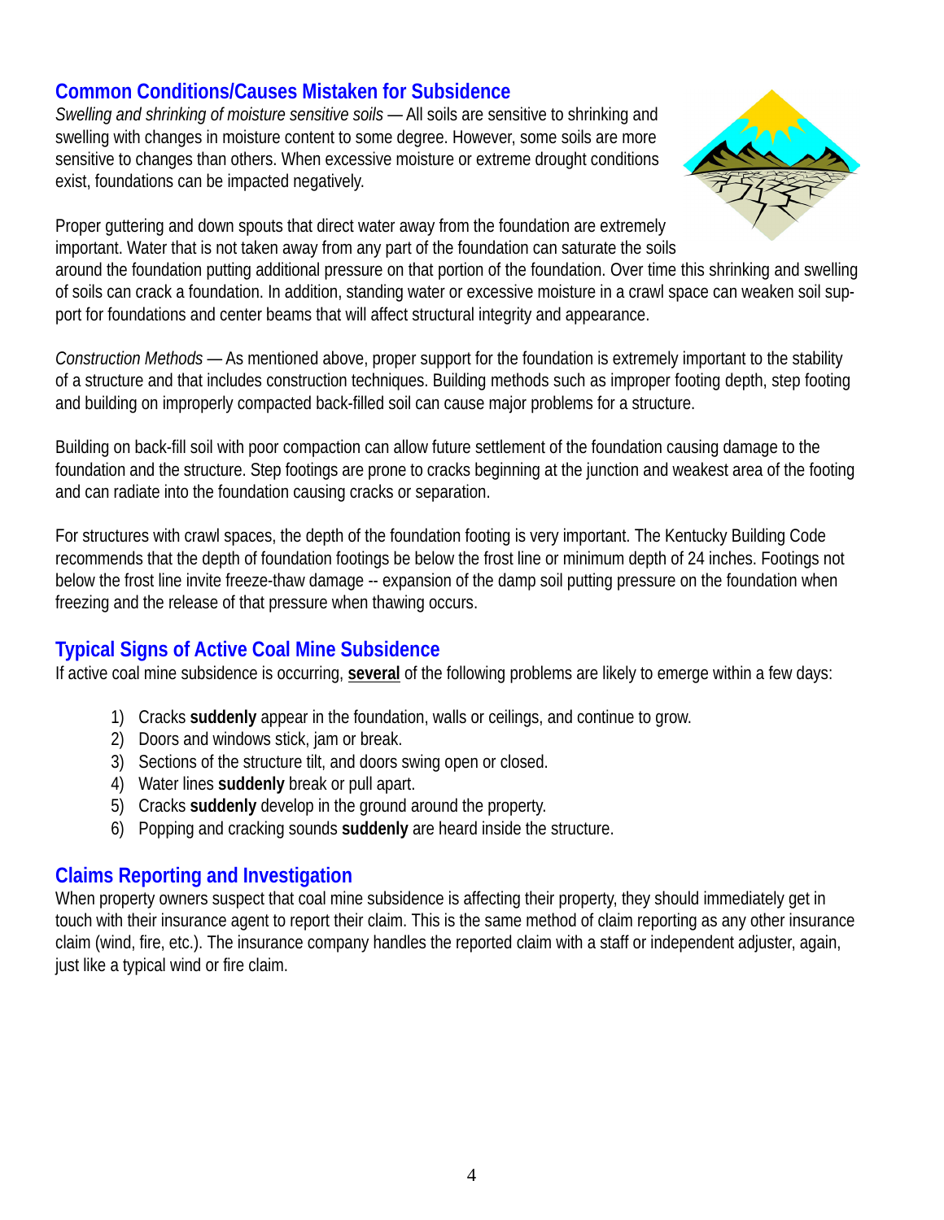## Common Conditions/Causes Mistaken for Subsidence

*Swelling and shrinking of moisture sensitive soils* — All soils are sensitive to shrinking and swelling with changes in moisture content to some degree. However, some soils are more sensitive to changes than others. When excessive moisture or extreme drought conditions exist, foundations can be impacted negatively.

Proper guttering and down spouts that direct water away from the foundation are extremely important. Water that is not taken away from any part of the foundation can saturate the soils around the foundation putting additional pressure on that portion of the foundation. Over time this shrinking and swelling of soils can crack a foundation. In addition, standing water or excessive moisture in a crawl space can weaken soil support for foundations and center beams that will affect structural integrity and appearance.

*Construction Methods* — As mentioned above, proper support for the foundation is extremely important to the stability of a structure and that includes construction techniques. Building methods such as improper footing depth, step footing and building on improperly compacted back-filled soil can cause major problems for a structure.

Building on back-fill soil with poor compaction can allow future settlement of the foundation causing damage to the foundation and the structure. Step footings are prone to cracks beginning at the junction and weakest area of the footing and can radiate into the foundation causing cracks or separation.

For structures with crawl spaces, the depth of the foundation footing is very important. The Kentucky Building Code recommends that the depth of foundation footings be below the frost line or minimum depth of 24 inches. Footings not below the frost line invite freeze-thaw damage -- expansion of the damp soil putting pressure on the foundation when freezing and the release of that pressure when thawing occurs.

## Typical Signs of Active Coal Mine Subsidence

If active coal mine subsidence is occurring, **several** of the following problems are likely to emerge within a few days:

1) Cracks **suddenly** appear in the foundation, walls or ceilings, and continue to grow.
2) Doors and windows stick, jam or break.
3) Sections of the structure tilt, and doors swing open or closed.
4) Water lines **suddenly** break or pull apart.
5) Cracks **suddenly** develop in the ground around the property.
6) Popping and cracking sounds **suddenly** are heard inside the structure.

## Claims Reporting and Investigation

When property owners suspect that coal mine subsidence is affecting their property, they should immediately get in touch with their insurance agent to report their claim. This is the same method of claim reporting as any other insurance claim (wind, fire, etc.). The insurance company handles the reported claim with a staff or independent adjuster, again, just like a typical wind or fire claim.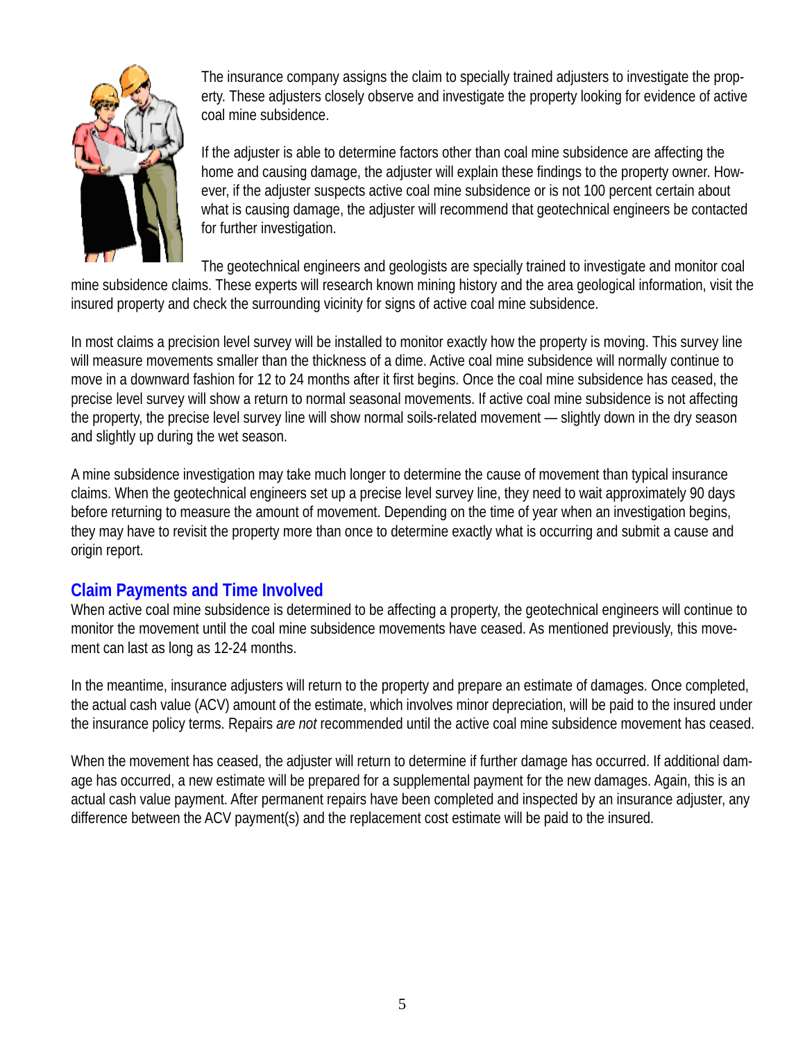The insurance company assigns the claim to specially trained adjusters to investigate the property. These adjusters closely observe and investigate the property looking for evidence of active coal mine subsidence.

If the adjuster is able to determine factors other than coal mine subsidence are affecting the home and causing damage, the adjuster will explain these findings to the property owner. However, if the adjuster suspects active coal mine subsidence or is not 100 percent certain about what is causing damage, the adjuster will recommend that geotechnical engineers be contacted for further investigation.

The geotechnical engineers and geologists are specially trained to investigate and monitor coal mine subsidence claims. These experts will research known mining history and the area geological information, visit the insured property and check the surrounding vicinity for signs of active coal mine subsidence.

In most claims a precision level survey will be installed to monitor exactly how the property is moving. This survey line will measure movements smaller than the thickness of a dime. Active coal mine subsidence will normally continue to move in a downward fashion for 12 to 24 months after it first begins. Once the coal mine subsidence has ceased, the precise level survey will show a return to normal seasonal movements. If active coal mine subsidence is not affecting the property, the precise level survey line will show normal soils-related movement — slightly down in the dry season and slightly up during the wet season.

A mine subsidence investigation may take much longer to determine the cause of movement than typical insurance claims. When the geotechnical engineers set up a precise level survey line, they need to wait approximately 90 days before returning to measure the amount of movement. Depending on the time of year when an investigation begins, they may have to revisit the property more than once to determine exactly what is occurring and submit a cause and origin report.

## Claim Payments and Time Involved

When active coal mine subsidence is determined to be affecting a property, the geotechnical engineers will continue to monitor the movement until the coal mine subsidence movements have ceased. As mentioned previously, this movement can last as long as 12-24 months.

In the meantime, insurance adjusters will return to the property and prepare an estimate of damages. Once completed, the actual cash value (ACV) amount of the estimate, which involves minor depreciation, will be paid to the insured under the insurance policy terms. Repairs *are not* recommended until the active coal mine subsidence movement has ceased.

When the movement has ceased, the adjuster will return to determine if further damage has occurred. If additional damage has occurred, a new estimate will be prepared for a supplemental payment for the new damages. Again, this is an actual cash value payment. After permanent repairs have been completed and inspected by an insurance adjuster, any difference between the ACV payment(s) and the replacement cost estimate will be paid to the insured.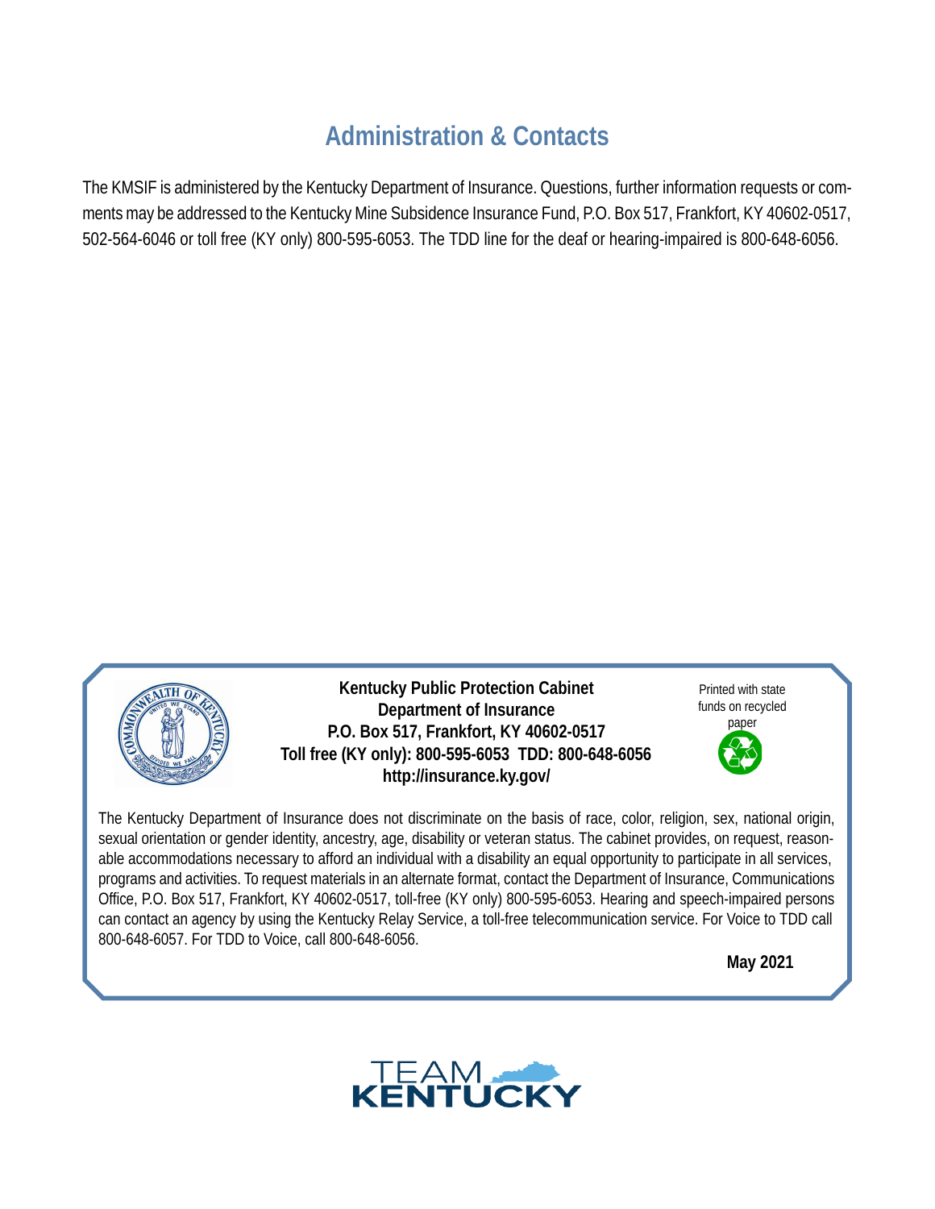## Administration & Contacts

The KMSIF is administered by the Kentucky Department of Insurance. Questions, further information requests or comments may be addressed to the Kentucky Mine Subsidence Insurance Fund, P.O. Box 517, Frankfort, KY 40602-0517, 502-564-6046 or toll free (KY only) 800-595-6053. The TDD line for the deaf or hearing-impaired is 800-648-6056.

**Kentucky Public Protection Cabinet**
**Department of Insurance**
**P.O. Box 517, Frankfort, KY 40602-0517**
**Toll free (KY only): 800-595-6053 TDD: 800-648-6056**
**http://insurance.ky.gov/**

Printed with state funds on recycled paper

The Kentucky Department of Insurance does not discriminate on the basis of race, color, religion, sex, national origin, sexual orientation or gender identity, ancestry, age, disability or veteran status. The cabinet provides, on request, reasonable accommodations necessary to afford an individual with a disability an equal opportunity to participate in all services, programs and activities. To request materials in an alternate format, contact the Department of Insurance, Communications Office, P.O. Box 517, Frankfort, KY 40602-0517, toll-free (KY only) 800-595-6053. Hearing and speech-impaired persons can contact an agency by using the Kentucky Relay Service, a toll-free telecommunication service. For Voice to TDD call 800-648-6057. For TDD to Voice, call 800-648-6056.

**May 2021**

TEAM KENTUCKY